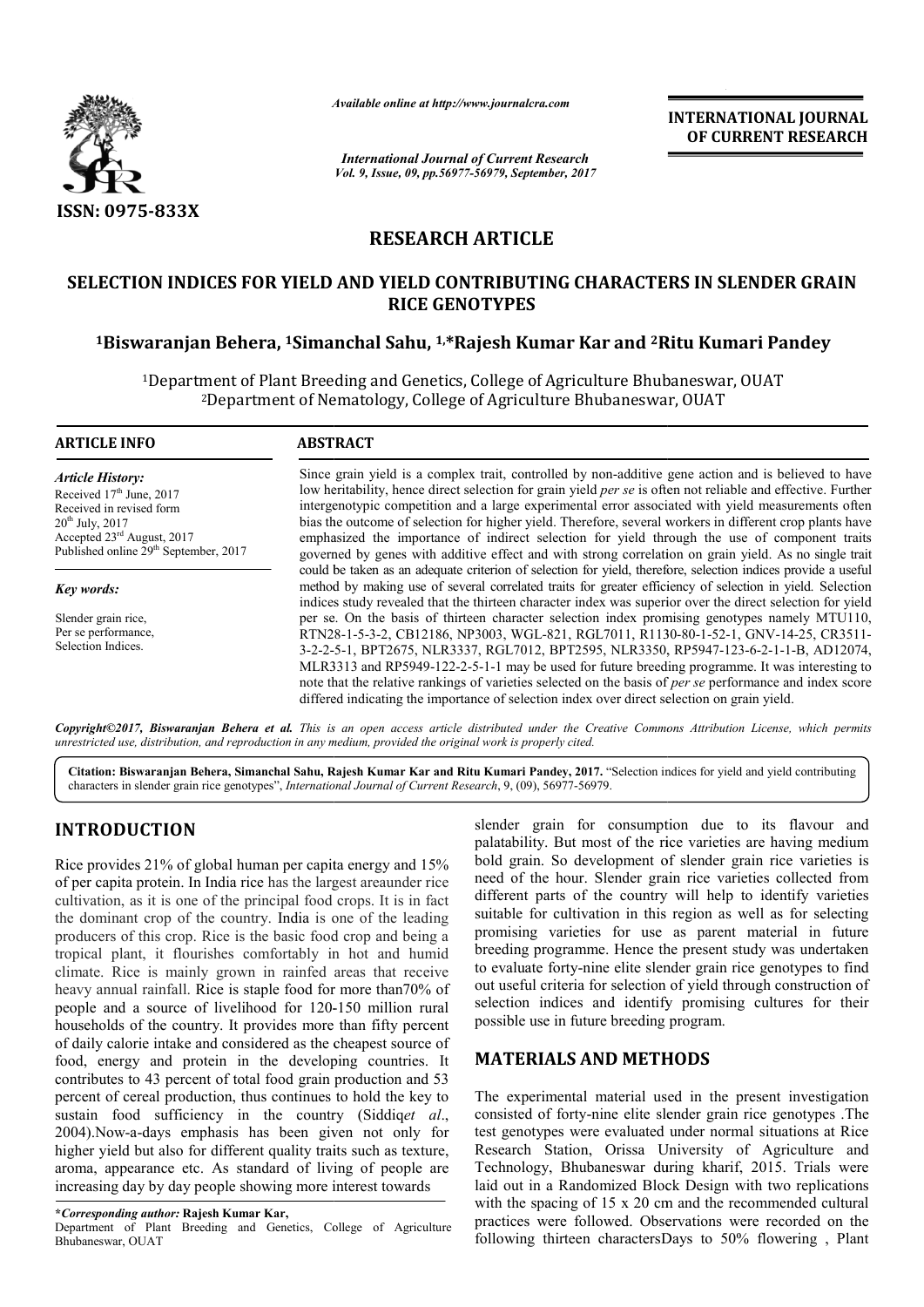ISSN: 0975-833X

*Available online at http://www.journalcra.com*

*International Journal of Current Research*
*Vol. 9, Issue, 09, pp.56977-56979, September, 2017*

**INTERNATIONAL JOURNAL OF CURRENT RESEARCH**

## RESEARCH ARTICLE

# SELECTION INDICES FOR YIELD AND YIELD CONTRIBUTING CHARACTERS IN SLENDER GRAIN RICE GENOTYPES

**[1]Biswaranjan Behera, [1]Simanchal Sahu, [1,*]Rajesh Kumar Kar and [2]Ritu Kumari Pandey**

[1]Department of Plant Breeding and Genetics, College of Agriculture Bhubaneswar, OUAT
[2]Department of Nematology, College of Agriculture Bhubaneswar, OUAT

**ARTICLE INFO**

*Article History:*
Received 17th June, 2017
Received in revised form
20th July, 2017
Accepted 23rd August, 2017
Published online 29th September, 2017

*Key words:*
Slender grain rice,
Per se performance,
Selection Indices.

**ABSTRACT**

Since grain yield is a complex trait, controlled by non-additive gene action and is believed to have low heritability, hence direct selection for grain yield *per se* is often not reliable and effective. Further intergenotypic competition and a large experimental error associated with yield measurements often bias the outcome of selection for higher yield. Therefore, several workers in different crop plants have emphasized the importance of indirect selection for yield through the use of component traits governed by genes with additive effect and with strong correlation on grain yield. As no single trait could be taken as an adequate criterion of selection for yield, therefore, selection indices provide a useful method by making use of several correlated traits for greater efficiency of selection in yield. Selection indices study revealed that the thirteen character index was superior over the direct selection for yield per se. On the basis of thirteen character selection index promising genotypes namely MTU110, RTN28-1-5-3-2, CB12186, NP3003, WGL-821, RGL7011, R1130-80-1-52-1, GNV-14-25, CR3511-3-2-2-5-1, BPT2675, NLR3337, RGL7012, BPT2595, NLR3350, RP5947-123-6-2-1-1-B, AD12074, MLR3313 and RP5949-122-2-5-1-1 may be used for future breeding programme. It was interesting to note that the relative rankings of varieties selected on the basis of *per se* performance and index score differed indicating the importance of selection index over direct selection on grain yield.

***Copyright©2017, Biswaranjan Behera et al.*** *This is an open access article distributed under the Creative Commons Attribution License, which permits unrestricted use, distribution, and reproduction in any medium, provided the original work is properly cited.*

**Citation: Biswaranjan Behera, Simanchal Sahu, Rajesh Kumar Kar and Ritu Kumari Pandey, 2017.** "Selection indices for yield and yield contributing characters in slender grain rice genotypes", *International Journal of Current Research*, 9, (09), 56977-56979.

## INTRODUCTION

Rice provides 21% of global human per capita energy and 15% of per capita protein. In India rice has the largest areaunder rice cultivation, as it is one of the principal food crops. It is in fact the dominant crop of the country. India is one of the leading producers of this crop. Rice is the basic food crop and being a tropical plant, it flourishes comfortably in hot and humid climate. Rice is mainly grown in rainfed areas that receive heavy annual rainfall. Rice is staple food for more than70% of people and a source of livelihood for 120-150 million rural households of the country. It provides more than fifty percent of daily calorie intake and considered as the cheapest source of food, energy and protein in the developing countries. It contributes to 43 percent of total food grain production and 53 percent of cereal production, thus continues to hold the key to sustain food sufficiency in the country (Siddiq*et al*., 2004).Now-a-days emphasis has been given not only for higher yield but also for different quality traits such as texture, aroma, appearance etc. As standard of living of people are increasing day by day people showing more interest towards slender grain for consumption due to its flavour and palatability. But most of the rice varieties are having medium bold grain. So development of slender grain rice varieties is need of the hour. Slender grain rice varieties collected from different parts of the country will help to identify varieties suitable for cultivation in this region as well as for selecting promising varieties for use as parent material in future breeding programme. Hence the present study was undertaken to evaluate forty-nine elite slender grain rice genotypes to find out useful criteria for selection of yield through construction of selection indices and identify promising cultures for their possible use in future breeding program.

## MATERIALS AND METHODS

The experimental material used in the present investigation consisted of forty-nine elite slender grain rice genotypes .The test genotypes were evaluated under normal situations at Rice Research Station, Orissa University of Agriculture and Technology, Bhubaneswar during kharif, 2015. Trials were laid out in a Randomized Block Design with two replications with the spacing of 15 x 20 cm and the recommended cultural practices were followed. Observations were recorded on the following thirteen charactersDays to 50% flowering , Plant

**\*Corresponding author: Rajesh Kumar Kar,**
Department of Plant Breeding and Genetics, College of Agriculture Bhubaneswar, OUAT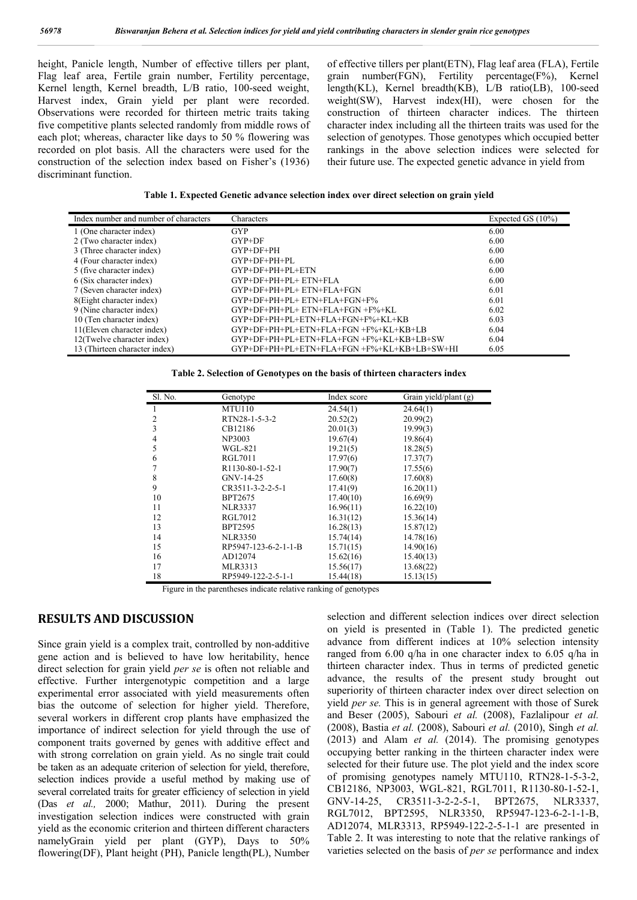height, Panicle length, Number of effective tillers per plant, Flag leaf area, Fertile grain number, Fertility percentage, Kernel length, Kernel breadth, L/B ratio, 100-seed weight, Harvest index, Grain yield per plant were recorded. Observations were recorded for thirteen metric traits taking five competitive plants selected randomly from middle rows of each plot; whereas, character like days to 50 % flowering was recorded on plot basis. All the characters were used for the construction of the selection index based on Fisher's (1936) discriminant function.

of effective tillers per plant(ETN), Flag leaf area (FLA), Fertile grain number(FGN), Fertility percentage(F%), Kernel length(KL), Kernel breadth(KB), L/B ratio(LB), 100-seed weight(SW), Harvest index(HI), were chosen for the construction of thirteen character indices. The thirteen character index including all the thirteen traits was used for the selection of genotypes. Those genotypes which occupied better rankings in the above selection indices were selected for their future use. The expected genetic advance in yield from

**Table 1. Expected Genetic advance selection index over direct selection on grain yield**

| Index number and number of characters | Characters | Expected GS (10%) |
|---|---|---|
| 1 (One character index) | GYP | 6.00 |
| 2 (Two character index) | GYP+DF | 6.00 |
| 3 (Three character index) | GYP+DF+PH | 6.00 |
| 4 (Four character index) | GYP+DF+PH+PL | 6.00 |
| 5 (five character index) | GYP+DF+PH+PL+ETN | 6.00 |
| 6 (Six character index) | GYP+DF+PH+PL+ ETN+FLA | 6.00 |
| 7 (Seven character index) | GYP+DF+PH+PL+ ETN+FLA+FGN | 6.01 |
| 8(Eight character index) | GYP+DF+PH+PL+ ETN+FLA+FGN+F% | 6.01 |
| 9 (Nine character index) | GYP+DF+PH+PL+ ETN+FLA+FGN +F%+KL | 6.02 |
| 10 (Ten character index) | GYP+DF+PH+PL+ETN+FLA+FGN+F%+KL+KB | 6.03 |
| 11(Eleven character index) | GYP+DF+PH+PL+ETN+FLA+FGN +F%+KL+KB+LB | 6.04 |
| 12(Twelve character index) | GYP+DF+PH+PL+ETN+FLA+FGN +F%+KL+KB+LB+SW | 6.04 |
| 13 (Thirteen character index) | GYP+DF+PH+PL+ETN+FLA+FGN +F%+KL+KB+LB+SW+HI | 6.05 |

**Table 2. Selection of Genotypes on the basis of thirteen characters index**

| Sl. No. | Genotype | Index score | Grain yield/plant (g) |
|---|---|---|---|
| 1 | MTU110 | 24.54(1) | 24.64(1) |
| 2 | RTN28-1-5-3-2 | 20.52(2) | 20.99(2) |
| 3 | CB12186 | 20.01(3) | 19.99(3) |
| 4 | NP3003 | 19.67(4) | 19.86(4) |
| 5 | WGL-821 | 19.21(5) | 18.28(5) |
| 6 | RGL7011 | 17.97(6) | 17.37(7) |
| 7 | R1130-80-1-52-1 | 17.90(7) | 17.55(6) |
| 8 | GNV-14-25 | 17.60(8) | 17.60(8) |
| 9 | CR3511-3-2-2-5-1 | 17.41(9) | 16.20(11) |
| 10 | BPT2675 | 17.40(10) | 16.69(9) |
| 11 | NLR3337 | 16.96(11) | 16.22(10) |
| 12 | RGL7012 | 16.31(12) | 15.36(14) |
| 13 | BPT2595 | 16.28(13) | 15.87(12) |
| 14 | NLR3350 | 15.74(14) | 14.78(16) |
| 15 | RP5947-123-6-2-1-1-B | 15.71(15) | 14.90(16) |
| 16 | AD12074 | 15.62(16) | 15.40(13) |
| 17 | MLR3313 | 15.56(17) | 13.68(22) |
| 18 | RP5949-122-2-5-1-1 | 15.44(18) | 15.13(15) |

Figure in the parentheses indicate relative ranking of genotypes

## RESULTS AND DISCUSSION

Since grain yield is a complex trait, controlled by non-additive gene action and is believed to have low heritability, hence direct selection for grain yield *per se* is often not reliable and effective. Further intergenotypic competition and a large experimental error associated with yield measurements often bias the outcome of selection for higher yield. Therefore, several workers in different crop plants have emphasized the importance of indirect selection for yield through the use of component traits governed by genes with additive effect and with strong correlation on grain yield. As no single trait could be taken as an adequate criterion of selection for yield, therefore, selection indices provide a useful method by making use of several correlated traits for greater efficiency of selection in yield (Das *et al.,* 2000; Mathur, 2011). During the present investigation selection indices were constructed with grain yield as the economic criterion and thirteen different characters namelyGrain yield per plant (GYP), Days to 50% flowering(DF), Plant height (PH), Panicle length(PL), Number selection and different selection indices over direct selection on yield is presented in (Table 1). The predicted genetic advance from different indices at 10% selection intensity ranged from 6.00 q/ha in one character index to 6.05 q/ha in thirteen character index. Thus in terms of predicted genetic advance, the results of the present study brought out superiority of thirteen character index over direct selection on yield *per se.* This is in general agreement with those of Surek and Beser (2005), Sabouri *et al.* (2008), Fazlalipour *et al.* (2008), Bastia *et al.* (2008), Sabouri *et al.* (2010), Singh *et al.* (2013) and Alam *et al.* (2014). The promising genotypes occupying better ranking in the thirteen character index were selected for their future use. The plot yield and the index score of promising genotypes namely MTU110, RTN28-1-5-3-2, CB12186, NP3003, WGL-821, RGL7011, R1130-80-1-52-1, GNV-14-25, CR3511-3-2-2-5-1, BPT2675, NLR3337, RGL7012, BPT2595, NLR3350, RP5947-123-6-2-1-1-B, AD12074, MLR3313, RP5949-122-2-5-1-1 are presented in Table 2. It was interesting to note that the relative rankings of varieties selected on the basis of *per se* performance and index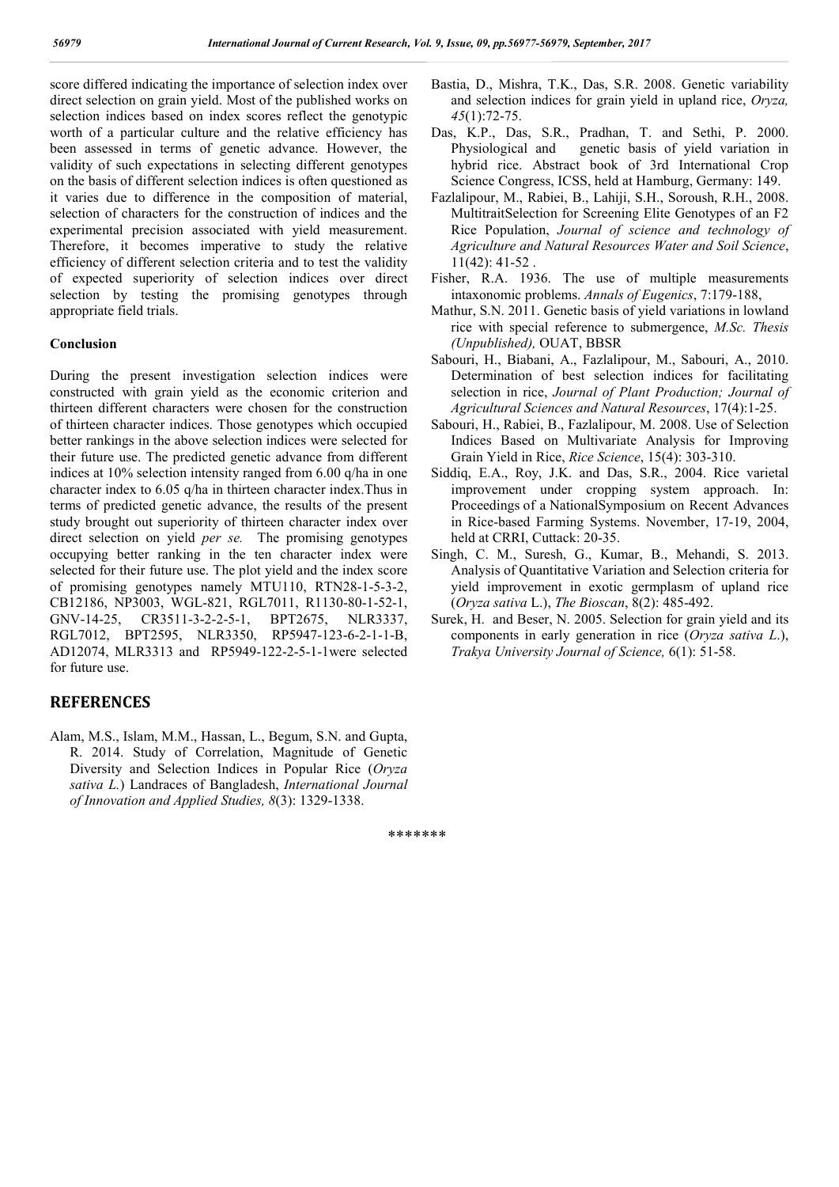score differed indicating the importance of selection index over direct selection on grain yield. Most of the published works on selection indices based on index scores reflect the genotypic worth of a particular culture and the relative efficiency has been assessed in terms of genetic advance. However, the validity of such expectations in selecting different genotypes on the basis of different selection indices is often questioned as it varies due to difference in the composition of material, selection of characters for the construction of indices and the experimental precision associated with yield measurement. Therefore, it becomes imperative to study the relative efficiency of different selection criteria and to test the validity of expected superiority of selection indices over direct selection by testing the promising genotypes through appropriate field trials.

### Conclusion

During the present investigation selection indices were constructed with grain yield as the economic criterion and thirteen different characters were chosen for the construction of thirteen character indices. Those genotypes which occupied better rankings in the above selection indices were selected for their future use. The predicted genetic advance from different indices at 10% selection intensity ranged from 6.00 q/ha in one character index to 6.05 q/ha in thirteen character index.Thus in terms of predicted genetic advance, the results of the present study brought out superiority of thirteen character index over direct selection on yield *per se.* The promising genotypes occupying better ranking in the ten character index were selected for their future use. The plot yield and the index score of promising genotypes namely MTU110, RTN28-1-5-3-2, CB12186, NP3003, WGL-821, RGL7011, R1130-80-1-52-1, GNV-14-25, CR3511-3-2-2-5-1, BPT2675, NLR3337, RGL7012, BPT2595, NLR3350, RP5947-123-6-2-1-1-B, AD12074, MLR3313 and RP5949-122-2-5-1-1were selected for future use.

## REFERENCES

Alam, M.S., Islam, M.M., Hassan, L., Begum, S.N. and Gupta, R. 2014. Study of Correlation, Magnitude of Genetic Diversity and Selection Indices in Popular Rice (*Oryza sativa L.*) Landraces of Bangladesh, *International Journal of Innovation and Applied Studies, 8*(3): 1329-1338.

Bastia, D., Mishra, T.K., Das, S.R. 2008. Genetic variability and selection indices for grain yield in upland rice, *Oryza, 45*(1):72-75.

Das, K.P., Das, S.R., Pradhan, T. and Sethi, P. 2000. Physiological and genetic basis of yield variation in hybrid rice. Abstract book of 3rd International Crop Science Congress, ICSS, held at Hamburg, Germany: 149.

Fazlalipour, M., Rabiei, B., Lahiji, S.H., Soroush, R.H., 2008. MultitraitSelection for Screening Elite Genotypes of an F2 Rice Population, *Journal of science and technology of Agriculture and Natural Resources Water and Soil Science*, 11(42): 41-52 .

Fisher, R.A. 1936. The use of multiple measurements intaxonomic problems. *Annals of Eugenics*, 7:179-188,

Mathur, S.N. 2011. Genetic basis of yield variations in lowland rice with special reference to submergence, *M.Sc. Thesis (Unpublished),* OUAT, BBSR

Sabouri, H., Biabani, A., Fazlalipour, M., Sabouri, A., 2010. Determination of best selection indices for facilitating selection in rice, *Journal of Plant Production; Journal of Agricultural Sciences and Natural Resources*, 17(4):1-25.

Sabouri, H., Rabiei, B., Fazlalipour, M. 2008. Use of Selection Indices Based on Multivariate Analysis for Improving Grain Yield in Rice, *Rice Science*, 15(4): 303-310.

Siddiq, E.A., Roy, J.K. and Das, S.R., 2004. Rice varietal improvement under cropping system approach. In: Proceedings of a NationalSymposium on Recent Advances in Rice-based Farming Systems. November, 17-19, 2004, held at CRRI, Cuttack: 20-35.

Singh, C. M., Suresh, G., Kumar, B., Mehandi, S. 2013. Analysis of Quantitative Variation and Selection criteria for yield improvement in exotic germplasm of upland rice (*Oryza sativa* L.), *The Bioscan*, 8(2): 485-492.

Surek, H. and Beser, N. 2005. Selection for grain yield and its components in early generation in rice (*Oryza sativa L.*), *Trakya University Journal of Science,* 6(1): 51-58.

\*\*\*\*\*\*\*